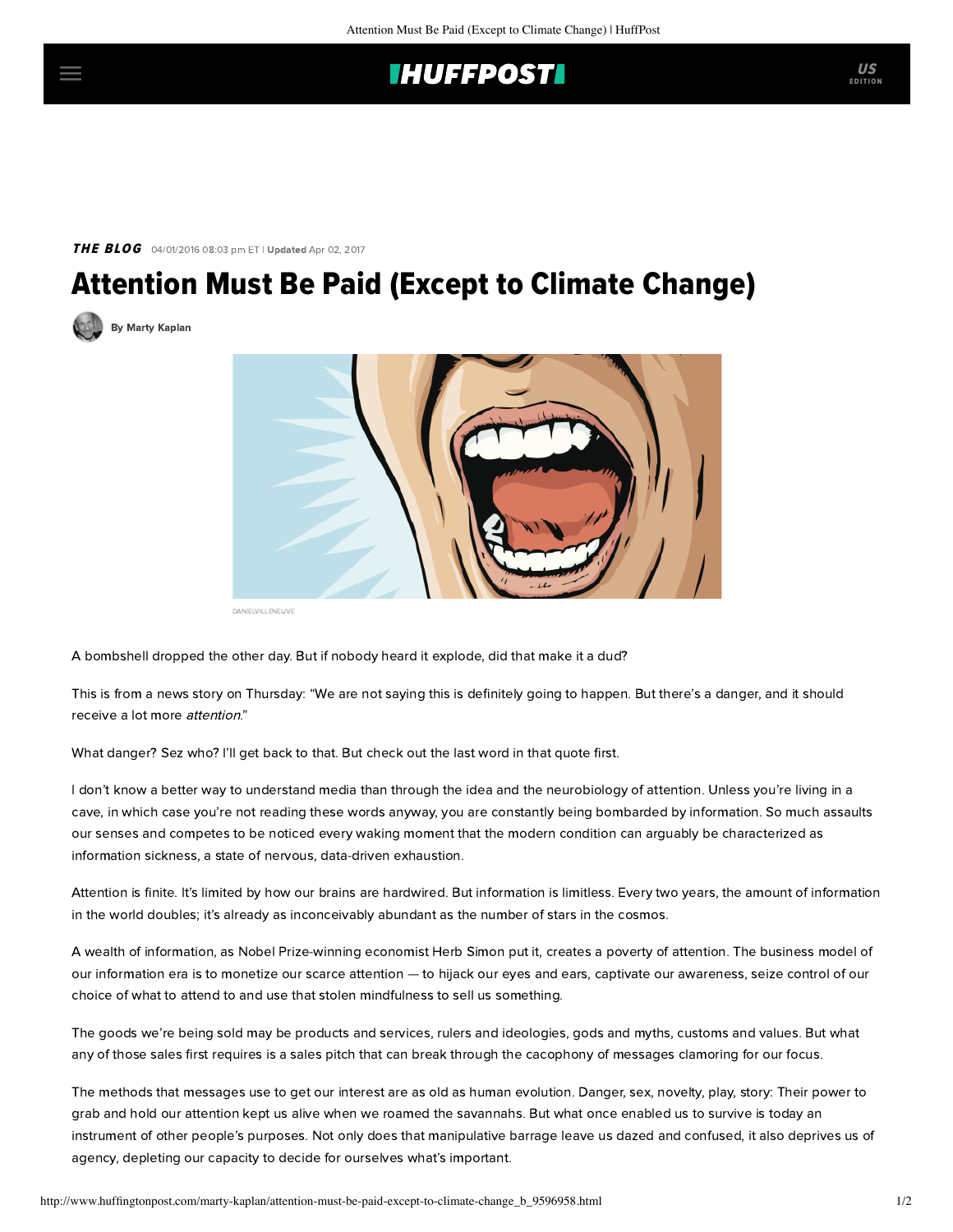THE BLOG 04/01/2016 08:03 pm ET | **Updated** Apr 02, 2017

# Attention Must Be Paid (Except to Climate Change)

By Marty Kaplan

DANIELVILLENEUVE

A bombshell dropped the other day. But if nobody heard it explode, did that make it a dud?

This is from a news story on Thursday: "We are not saying this is definitely going to happen. But there's a danger, and it should receive a lot more *attention*."

What danger? Sez who? I'll get back to that. But check out the last word in that quote first.

I don't know a better way to understand media than through the idea and the neurobiology of attention. Unless you're living in a cave, in which case you're not reading these words anyway, you are constantly being bombarded by information. So much assaults our senses and competes to be noticed every waking moment that the modern condition can arguably be characterized as information sickness, a state of nervous, data-driven exhaustion.

Attention is finite. It's limited by how our brains are hardwired. But information is limitless. Every two years, the amount of information in the world doubles; it's already as inconceivably abundant as the number of stars in the cosmos.

A wealth of information, as Nobel Prize-winning economist Herb Simon put it, creates a poverty of attention. The business model of our information era is to monetize our scarce attention — to hijack our eyes and ears, captivate our awareness, seize control of our choice of what to attend to and use that stolen mindfulness to sell us something.

The goods we're being sold may be products and services, rulers and ideologies, gods and myths, customs and values. But what any of those sales first requires is a sales pitch that can break through the cacophony of messages clamoring for our focus.

The methods that messages use to get our interest are as old as human evolution. Danger, sex, novelty, play, story: Their power to grab and hold our attention kept us alive when we roamed the savannahs. But what once enabled us to survive is today an instrument of other people's purposes. Not only does that manipulative barrage leave us dazed and confused, it also deprives us of agency, depleting our capacity to decide for ourselves what's important.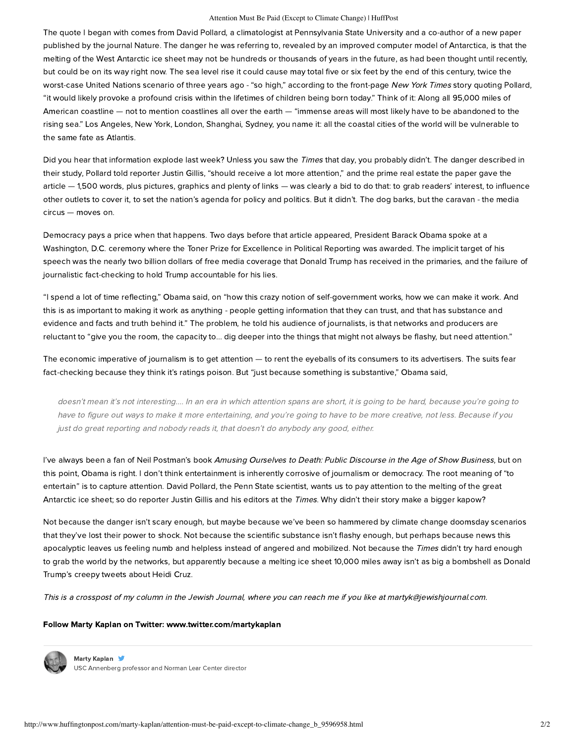The quote I began with comes from David Pollard, a climatologist at Pennsylvania State University and a co-author of a new paper published by the journal Nature. The danger he was referring to, revealed by an improved computer model of Antarctica, is that the melting of the West Antarctic ice sheet may not be hundreds or thousands of years in the future, as had been thought until recently, but could be on its way right now. The sea level rise it could cause may total five or six feet by the end of this century, twice the worst-case United Nations scenario of three years ago - "so high," according to the front-page *New York Times* story quoting Pollard, "it would likely provoke a profound crisis within the lifetimes of children being born today." Think of it: Along all 95,000 miles of American coastline — not to mention coastlines all over the earth — "immense areas will most likely have to be abandoned to the rising sea." Los Angeles, New York, London, Shanghai, Sydney, you name it: all the coastal cities of the world will be vulnerable to the same fate as Atlantis.

Did you hear that information explode last week? Unless you saw the *Times* that day, you probably didn't. The danger described in their study, Pollard told reporter Justin Gillis, "should receive a lot more attention," and the prime real estate the paper gave the article — 1,500 words, plus pictures, graphics and plenty of links — was clearly a bid to do that: to grab readers' interest, to influence other outlets to cover it, to set the nation's agenda for policy and politics. But it didn't. The dog barks, but the caravan - the media circus — moves on.

Democracy pays a price when that happens. Two days before that article appeared, President Barack Obama spoke at a Washington, D.C. ceremony where the Toner Prize for Excellence in Political Reporting was awarded. The implicit target of his speech was the nearly two billion dollars of free media coverage that Donald Trump has received in the primaries, and the failure of journalistic fact-checking to hold Trump accountable for his lies.

"I spend a lot of time reflecting," Obama said, on "how this crazy notion of self-government works, how we can make it work. And this is as important to making it work as anything - people getting information that they can trust, and that has substance and evidence and facts and truth behind it." The problem, he told his audience of journalists, is that networks and producers are reluctant to "give you the room, the capacity to... dig deeper into the things that might not always be flashy, but need attention."

The economic imperative of journalism is to get attention — to rent the eyeballs of its consumers to its advertisers. The suits fear fact-checking because they think it's ratings poison. But "just because something is substantive," Obama said,

> *doesn't mean it's not interesting.... In an era in which attention spans are short, it is going to be hard, because you're going to have to figure out ways to make it more entertaining, and you're going to have to be more creative, not less. Because if you just do great reporting and nobody reads it, that doesn't do anybody any good, either.*

I've always been a fan of Neil Postman's book *Amusing Ourselves to Death: Public Discourse in the Age of Show Business*, but on this point, Obama is right. I don't think entertainment is inherently corrosive of journalism or democracy. The root meaning of "to entertain" is to capture attention. David Pollard, the Penn State scientist, wants us to pay attention to the melting of the great Antarctic ice sheet; so do reporter Justin Gillis and his editors at the *Times*. Why didn't their story make a bigger kapow?

Not because the danger isn't scary enough, but maybe because we've been so hammered by climate change doomsday scenarios that they've lost their power to shock. Not because the scientific substance isn't flashy enough, but perhaps because news this apocalyptic leaves us feeling numb and helpless instead of angered and mobilized. Not because the *Times* didn't try hard enough to grab the world by the networks, but apparently because a melting ice sheet 10,000 miles away isn't as big a bombshell as Donald Trump's creepy tweets about Heidi Cruz.

*This is a crosspost of my column in the Jewish Journal, where you can reach me if you like at martyk@jewishjournal.com.*

**Follow Marty Kaplan on Twitter: www.twitter.com/martykaplan**

---

**Marty Kaplan**
USC Annenberg professor and Norman Lear Center director